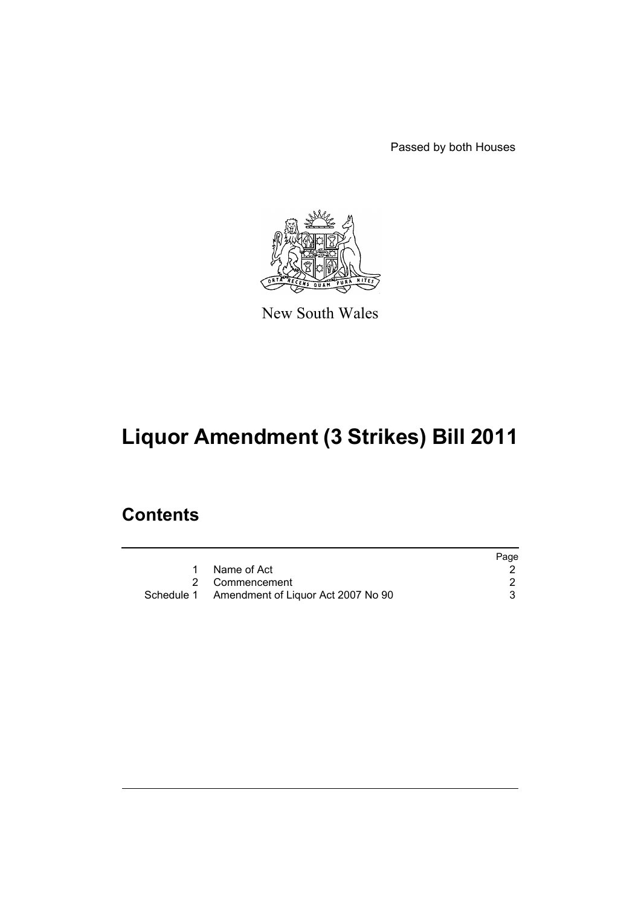Passed by both Houses

New South Wales

# Liquor Amendment (3 Strikes) Bill 2011

## Contents

| | | Page |
|---|---|---|
| 1 | Name of Act | 2 |
| 2 | Commencement | 2 |
| Schedule 1 | Amendment of Liquor Act 2007 No 90 | 3 |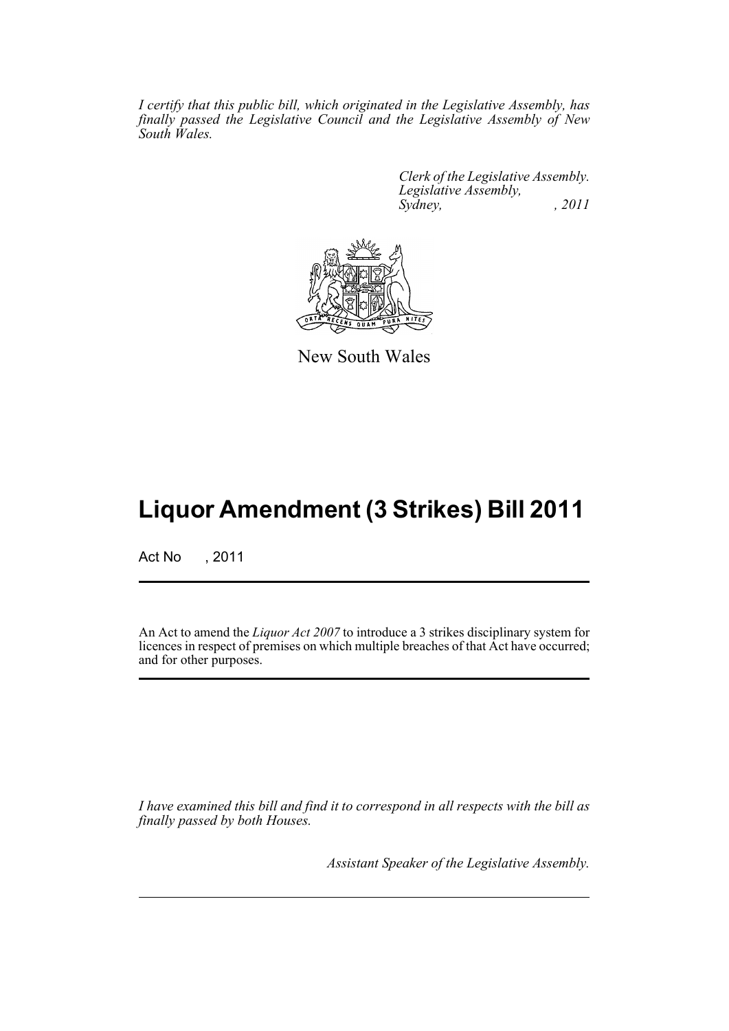*I certify that this public bill, which originated in the Legislative Assembly, has finally passed the Legislative Council and the Legislative Assembly of New South Wales.*

*Clerk of the Legislative Assembly.*
*Legislative Assembly,*
*Sydney, , 2011*

New South Wales

# Liquor Amendment (3 Strikes) Bill 2011

Act No , 2011

An Act to amend the *Liquor Act 2007* to introduce a 3 strikes disciplinary system for licences in respect of premises on which multiple breaches of that Act have occurred; and for other purposes.

*I have examined this bill and find it to correspond in all respects with the bill as finally passed by both Houses.*

*Assistant Speaker of the Legislative Assembly.*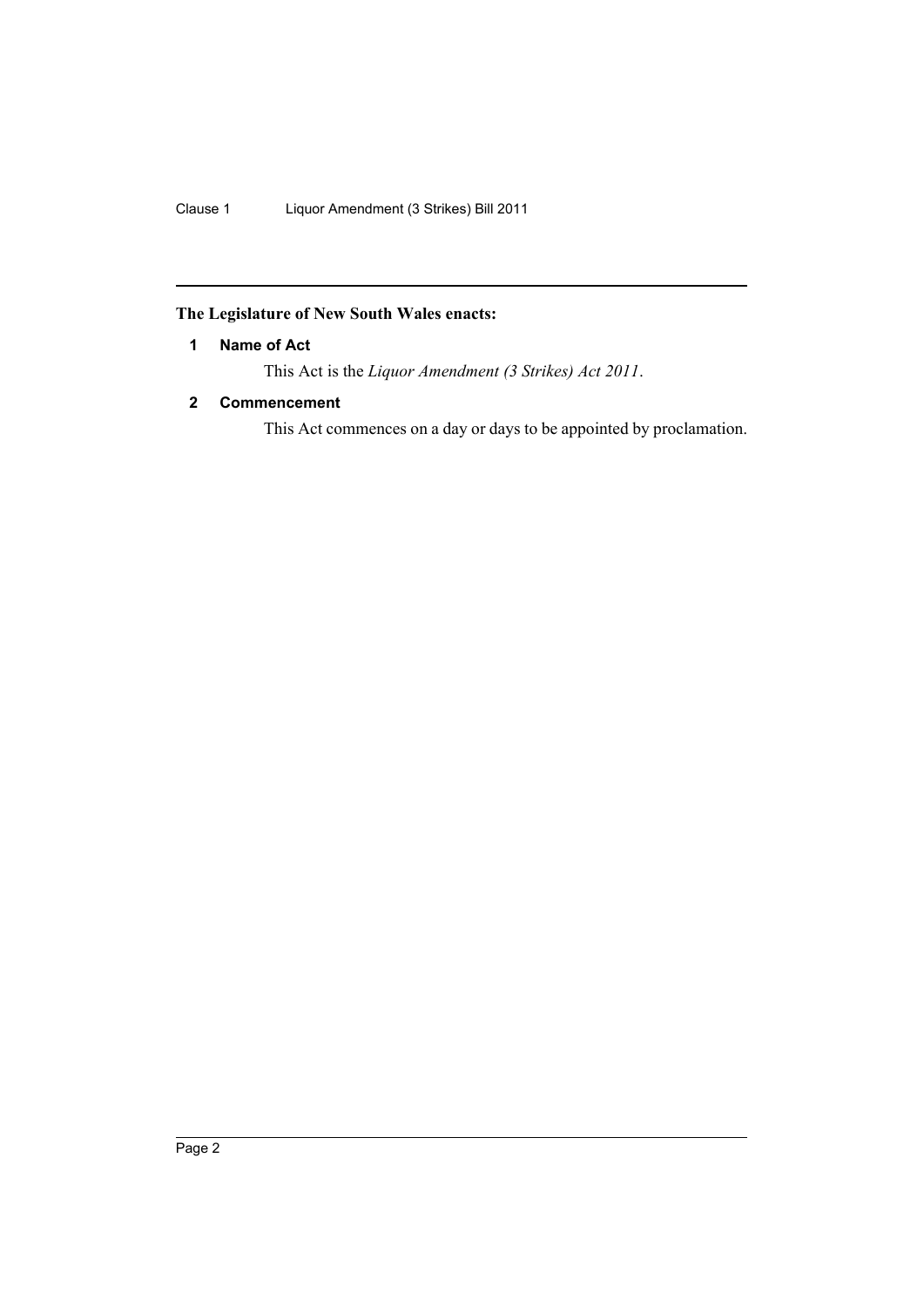**The Legislature of New South Wales enacts:**

### 1 Name of Act

This Act is the *Liquor Amendment (3 Strikes) Act 2011*.

### 2 Commencement

This Act commences on a day or days to be appointed by proclamation.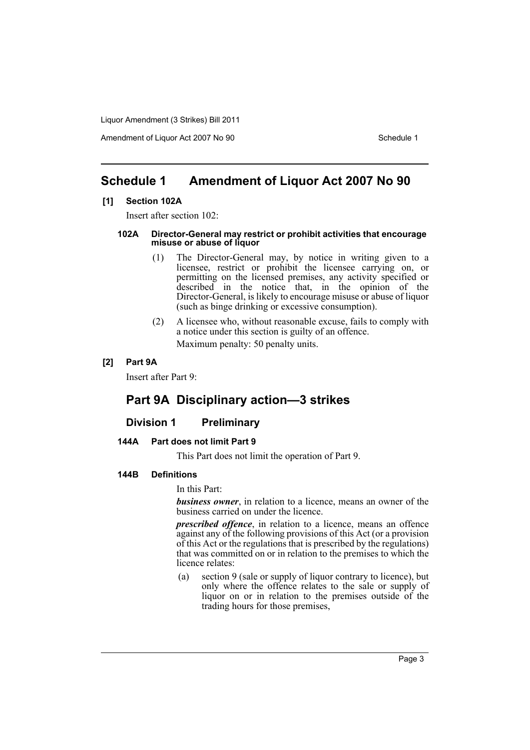# Schedule 1 Amendment of Liquor Act 2007 No 90

**[1] Section 102A**

Insert after section 102:

**102A Director-General may restrict or prohibit activities that encourage misuse or abuse of liquor**

(1) The Director-General may, by notice in writing given to a licensee, restrict or prohibit the licensee carrying on, or permitting on the licensed premises, any activity specified or described in the notice that, in the opinion of the Director-General, is likely to encourage misuse or abuse of liquor (such as binge drinking or excessive consumption).

(2) A licensee who, without reasonable excuse, fails to comply with a notice under this section is guilty of an offence.

Maximum penalty: 50 penalty units.

**[2] Part 9A**

Insert after Part 9:

## Part 9A Disciplinary action—3 strikes

### Division 1 Preliminary

**144A Part does not limit Part 9**

This Part does not limit the operation of Part 9.

**144B Definitions**

In this Part:

***business owner***, in relation to a licence, means an owner of the business carried on under the licence.

***prescribed offence***, in relation to a licence, means an offence against any of the following provisions of this Act (or a provision of this Act or the regulations that is prescribed by the regulations) that was committed on or in relation to the premises to which the licence relates:

(a) section 9 (sale or supply of liquor contrary to licence), but only where the offence relates to the sale or supply of liquor on or in relation to the premises outside of the trading hours for those premises,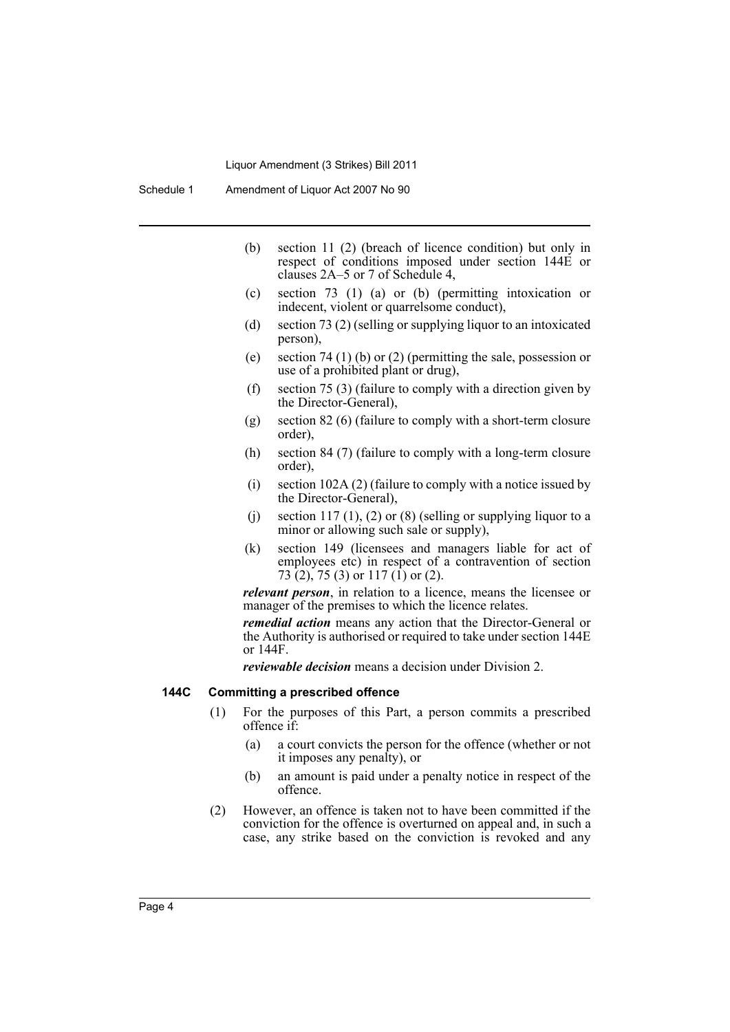(b) section 11 (2) (breach of licence condition) but only in respect of conditions imposed under section 144E or clauses 2A–5 or 7 of Schedule 4,

(c) section 73 (1) (a) or (b) (permitting intoxication or indecent, violent or quarrelsome conduct),

(d) section 73 (2) (selling or supplying liquor to an intoxicated person),

(e) section 74 (1) (b) or (2) (permitting the sale, possession or use of a prohibited plant or drug),

(f) section 75 (3) (failure to comply with a direction given by the Director-General),

(g) section 82 (6) (failure to comply with a short-term closure order),

(h) section 84 (7) (failure to comply with a long-term closure order),

(i) section 102A (2) (failure to comply with a notice issued by the Director-General),

(j) section 117 (1), (2) or (8) (selling or supplying liquor to a minor or allowing such sale or supply),

(k) section 149 (licensees and managers liable for act of employees etc) in respect of a contravention of section 73 (2), 75 (3) or 117 (1) or (2).

***relevant person***, in relation to a licence, means the licensee or manager of the premises to which the licence relates.

***remedial action*** means any action that the Director-General or the Authority is authorised or required to take under section 144E or 144F.

***reviewable decision*** means a decision under Division 2.

**144C Committing a prescribed offence**

(1) For the purposes of this Part, a person commits a prescribed offence if:

(a) a court convicts the person for the offence (whether or not it imposes any penalty), or

(b) an amount is paid under a penalty notice in respect of the offence.

(2) However, an offence is taken not to have been committed if the conviction for the offence is overturned on appeal and, in such a case, any strike based on the conviction is revoked and any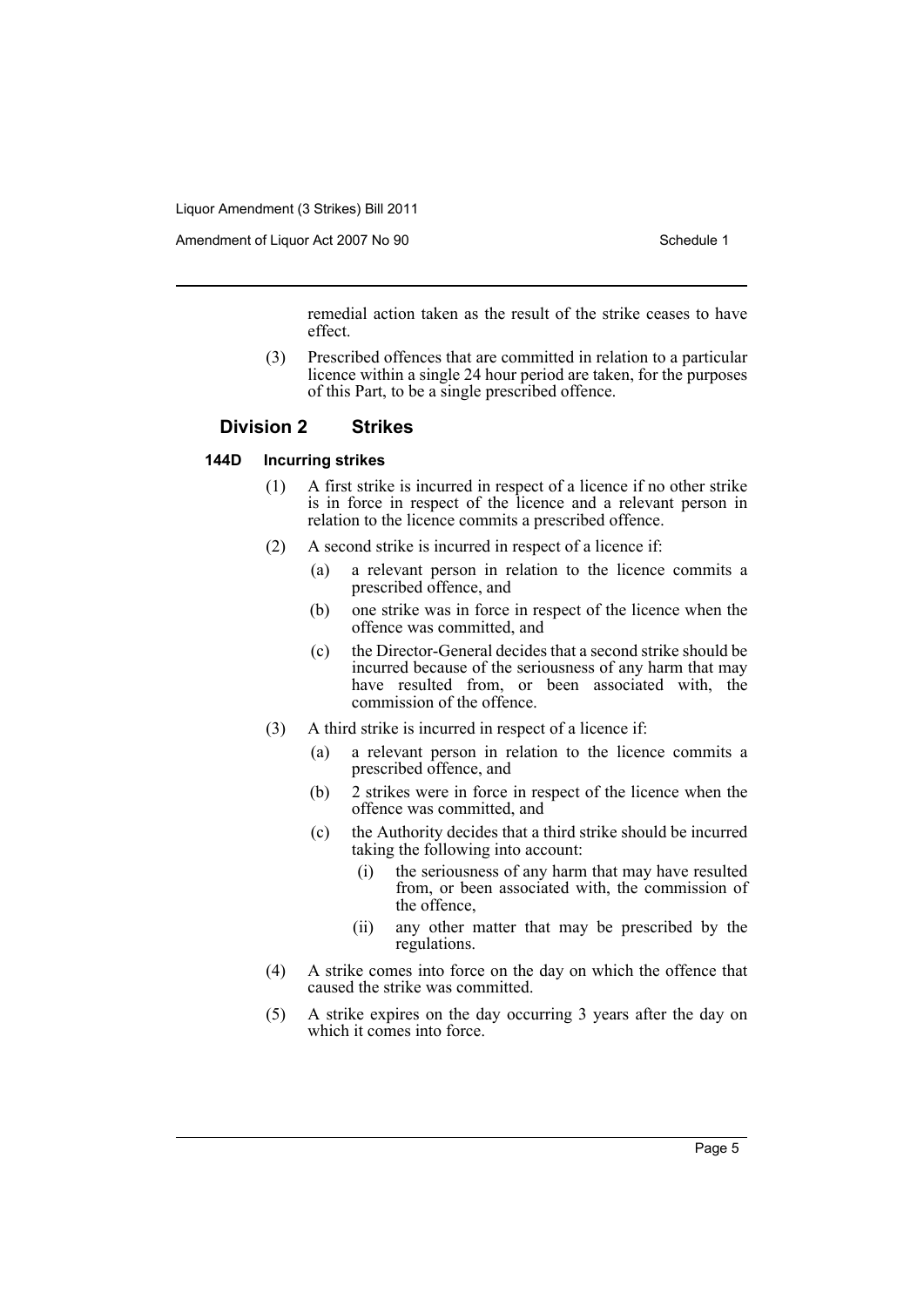remedial action taken as the result of the strike ceases to have effect.

(3) Prescribed offences that are committed in relation to a particular licence within a single 24 hour period are taken, for the purposes of this Part, to be a single prescribed offence.

## Division 2 Strikes

### 144D Incurring strikes

(1) A first strike is incurred in respect of a licence if no other strike is in force in respect of the licence and a relevant person in relation to the licence commits a prescribed offence.

(2) A second strike is incurred in respect of a licence if:

- (a) a relevant person in relation to the licence commits a prescribed offence, and
- (b) one strike was in force in respect of the licence when the offence was committed, and
- (c) the Director-General decides that a second strike should be incurred because of the seriousness of any harm that may have resulted from, or been associated with, the commission of the offence.

(3) A third strike is incurred in respect of a licence if:

- (a) a relevant person in relation to the licence commits a prescribed offence, and
- (b) 2 strikes were in force in respect of the licence when the offence was committed, and
- (c) the Authority decides that a third strike should be incurred taking the following into account:
  - (i) the seriousness of any harm that may have resulted from, or been associated with, the commission of the offence,
  - (ii) any other matter that may be prescribed by the regulations.

(4) A strike comes into force on the day on which the offence that caused the strike was committed.

(5) A strike expires on the day occurring 3 years after the day on which it comes into force.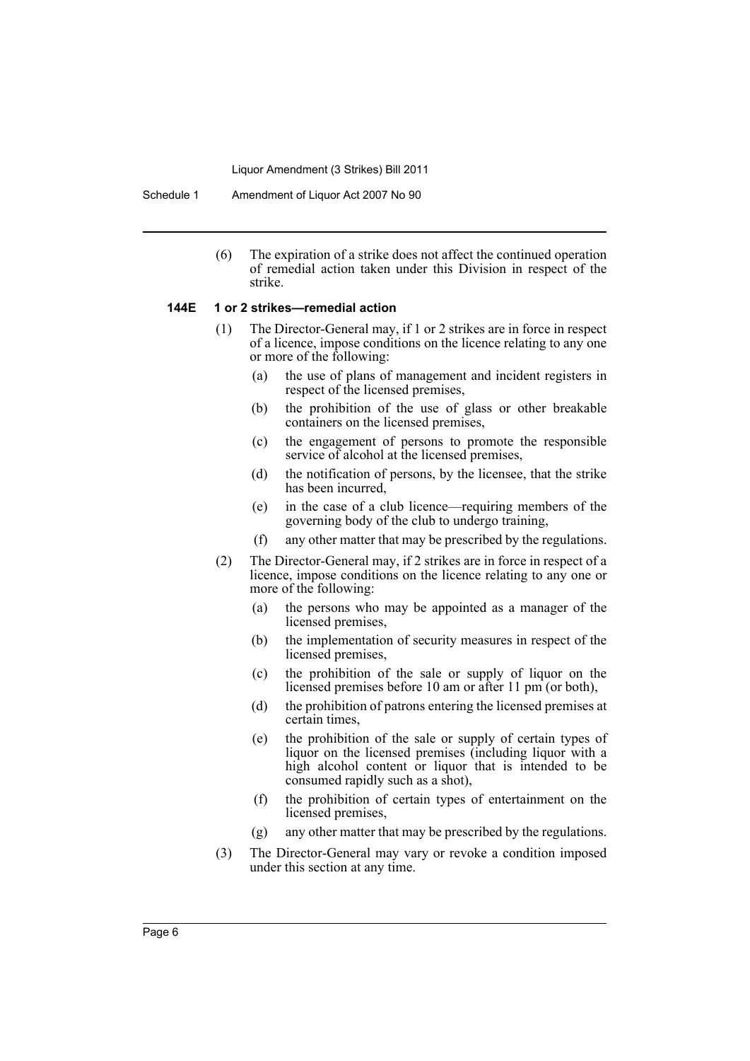(6) The expiration of a strike does not affect the continued operation of remedial action taken under this Division in respect of the strike.

### 144E 1 or 2 strikes—remedial action

(1) The Director-General may, if 1 or 2 strikes are in force in respect of a licence, impose conditions on the licence relating to any one or more of the following:

- (a) the use of plans of management and incident registers in respect of the licensed premises,
- (b) the prohibition of the use of glass or other breakable containers on the licensed premises,
- (c) the engagement of persons to promote the responsible service of alcohol at the licensed premises,
- (d) the notification of persons, by the licensee, that the strike has been incurred,
- (e) in the case of a club licence—requiring members of the governing body of the club to undergo training,
- (f) any other matter that may be prescribed by the regulations.

(2) The Director-General may, if 2 strikes are in force in respect of a licence, impose conditions on the licence relating to any one or more of the following:

- (a) the persons who may be appointed as a manager of the licensed premises,
- (b) the implementation of security measures in respect of the licensed premises,
- (c) the prohibition of the sale or supply of liquor on the licensed premises before 10 am or after 11 pm (or both),
- (d) the prohibition of patrons entering the licensed premises at certain times,
- (e) the prohibition of the sale or supply of certain types of liquor on the licensed premises (including liquor with a high alcohol content or liquor that is intended to be consumed rapidly such as a shot),
- (f) the prohibition of certain types of entertainment on the licensed premises,
- (g) any other matter that may be prescribed by the regulations.

(3) The Director-General may vary or revoke a condition imposed under this section at any time.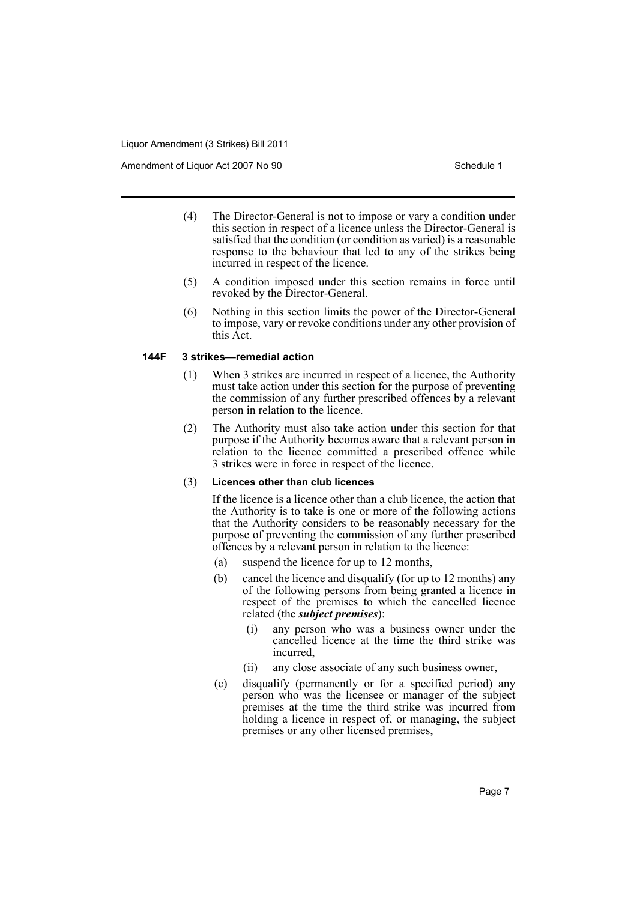(4) The Director-General is not to impose or vary a condition under this section in respect of a licence unless the Director-General is satisfied that the condition (or condition as varied) is a reasonable response to the behaviour that led to any of the strikes being incurred in respect of the licence.

(5) A condition imposed under this section remains in force until revoked by the Director-General.

(6) Nothing in this section limits the power of the Director-General to impose, vary or revoke conditions under any other provision of this Act.

### 144F 3 strikes—remedial action

(1) When 3 strikes are incurred in respect of a licence, the Authority must take action under this section for the purpose of preventing the commission of any further prescribed offences by a relevant person in relation to the licence.

(2) The Authority must also take action under this section for that purpose if the Authority becomes aware that a relevant person in relation to the licence committed a prescribed offence while 3 strikes were in force in respect of the licence.

(3) **Licences other than club licences**

If the licence is a licence other than a club licence, the action that the Authority is to take is one or more of the following actions that the Authority considers to be reasonably necessary for the purpose of preventing the commission of any further prescribed offences by a relevant person in relation to the licence:

(a) suspend the licence for up to 12 months,

(b) cancel the licence and disqualify (for up to 12 months) any of the following persons from being granted a licence in respect of the premises to which the cancelled licence related (the ***subject premises***):

(i) any person who was a business owner under the cancelled licence at the time the third strike was incurred,

(ii) any close associate of any such business owner,

(c) disqualify (permanently or for a specified period) any person who was the licensee or manager of the subject premises at the time the third strike was incurred from holding a licence in respect of, or managing, the subject premises or any other licensed premises,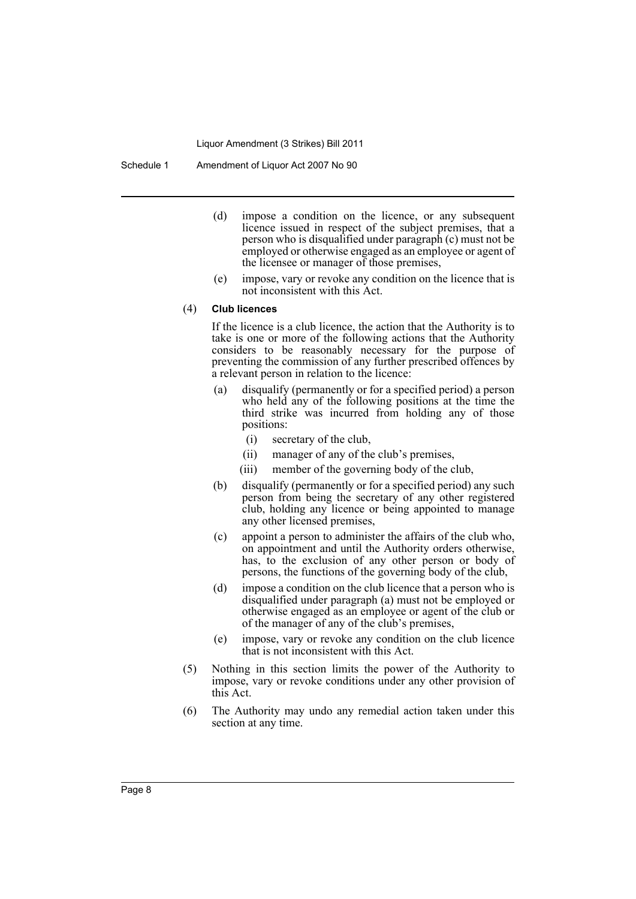(d) impose a condition on the licence, or any subsequent licence issued in respect of the subject premises, that a person who is disqualified under paragraph (c) must not be employed or otherwise engaged as an employee or agent of the licensee or manager of those premises,

(e) impose, vary or revoke any condition on the licence that is not inconsistent with this Act.

(4) **Club licences**

If the licence is a club licence, the action that the Authority is to take is one or more of the following actions that the Authority considers to be reasonably necessary for the purpose of preventing the commission of any further prescribed offences by a relevant person in relation to the licence:

(a) disqualify (permanently or for a specified period) a person who held any of the following positions at the time the third strike was incurred from holding any of those positions:

(i) secretary of the club,

(ii) manager of any of the club's premises,

(iii) member of the governing body of the club,

(b) disqualify (permanently or for a specified period) any such person from being the secretary of any other registered club, holding any licence or being appointed to manage any other licensed premises,

(c) appoint a person to administer the affairs of the club who, on appointment and until the Authority orders otherwise, has, to the exclusion of any other person or body of persons, the functions of the governing body of the club,

(d) impose a condition on the club licence that a person who is disqualified under paragraph (a) must not be employed or otherwise engaged as an employee or agent of the club or of the manager of any of the club's premises,

(e) impose, vary or revoke any condition on the club licence that is not inconsistent with this Act.

(5) Nothing in this section limits the power of the Authority to impose, vary or revoke conditions under any other provision of this Act.

(6) The Authority may undo any remedial action taken under this section at any time.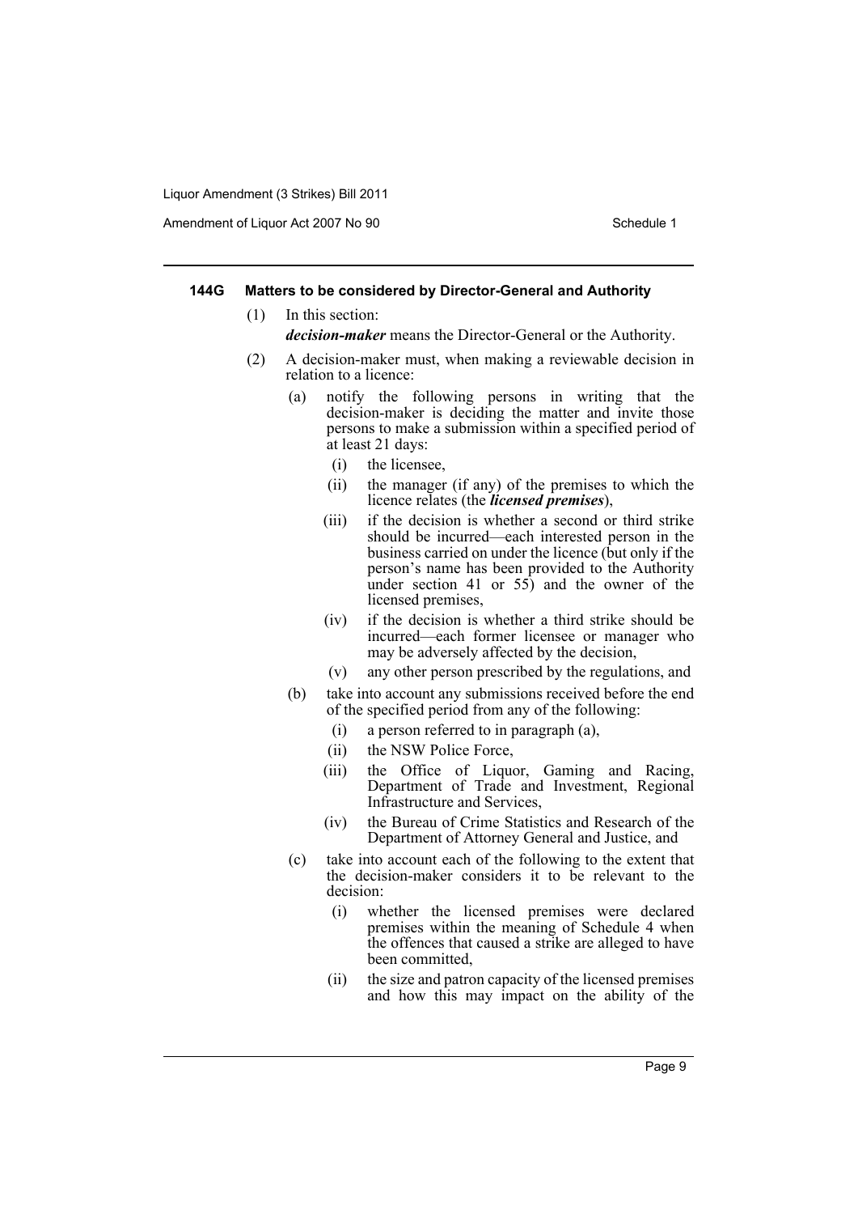#### 144G Matters to be considered by Director-General and Authority

(1) In this section:

*decision-maker* means the Director-General or the Authority.

(2) A decision-maker must, when making a reviewable decision in relation to a licence:

- (a) notify the following persons in writing that the decision-maker is deciding the matter and invite those persons to make a submission within a specified period of at least 21 days:
  - (i) the licensee,
  - (ii) the manager (if any) of the premises to which the licence relates (the ***licensed premises***),
  - (iii) if the decision is whether a second or third strike should be incurred—each interested person in the business carried on under the licence (but only if the person's name has been provided to the Authority under section 41 or 55) and the owner of the licensed premises,
  - (iv) if the decision is whether a third strike should be incurred—each former licensee or manager who may be adversely affected by the decision,
  - (v) any other person prescribed by the regulations, and
- (b) take into account any submissions received before the end of the specified period from any of the following:
  - (i) a person referred to in paragraph (a),
  - (ii) the NSW Police Force,
  - (iii) the Office of Liquor, Gaming and Racing, Department of Trade and Investment, Regional Infrastructure and Services,
  - (iv) the Bureau of Crime Statistics and Research of the Department of Attorney General and Justice, and
- (c) take into account each of the following to the extent that the decision-maker considers it to be relevant to the decision:
  - (i) whether the licensed premises were declared premises within the meaning of Schedule 4 when the offences that caused a strike are alleged to have been committed,
  - (ii) the size and patron capacity of the licensed premises and how this may impact on the ability of the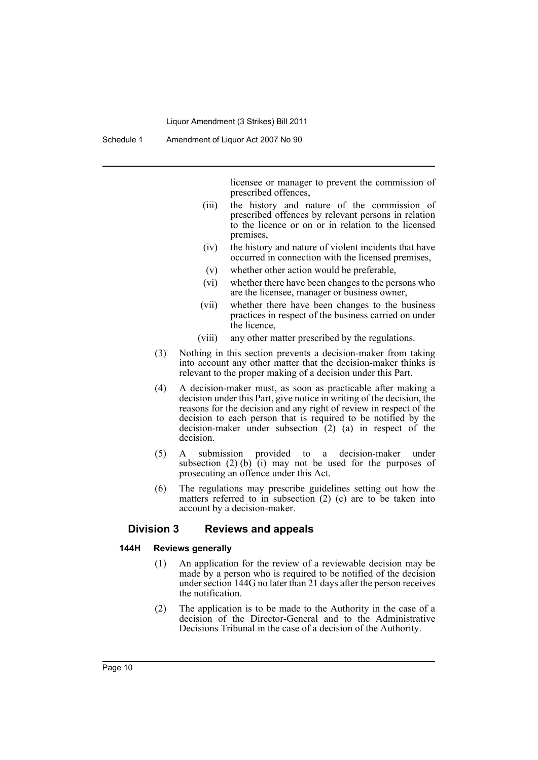licensee or manager to prevent the commission of prescribed offences,

(iii) the history and nature of the commission of prescribed offences by relevant persons in relation to the licence or on or in relation to the licensed premises,

(iv) the history and nature of violent incidents that have occurred in connection with the licensed premises,

(v) whether other action would be preferable,

(vi) whether there have been changes to the persons who are the licensee, manager or business owner,

(vii) whether there have been changes to the business practices in respect of the business carried on under the licence,

(viii) any other matter prescribed by the regulations.

(3) Nothing in this section prevents a decision-maker from taking into account any other matter that the decision-maker thinks is relevant to the proper making of a decision under this Part.

(4) A decision-maker must, as soon as practicable after making a decision under this Part, give notice in writing of the decision, the reasons for the decision and any right of review in respect of the decision to each person that is required to be notified by the decision-maker under subsection (2) (a) in respect of the decision.

(5) A submission provided to a decision-maker under subsection (2) (b) (i) may not be used for the purposes of prosecuting an offence under this Act.

(6) The regulations may prescribe guidelines setting out how the matters referred to in subsection (2) (c) are to be taken into account by a decision-maker.

## Division 3 Reviews and appeals

### 144H Reviews generally

(1) An application for the review of a reviewable decision may be made by a person who is required to be notified of the decision under section 144G no later than 21 days after the person receives the notification.

(2) The application is to be made to the Authority in the case of a decision of the Director-General and to the Administrative Decisions Tribunal in the case of a decision of the Authority.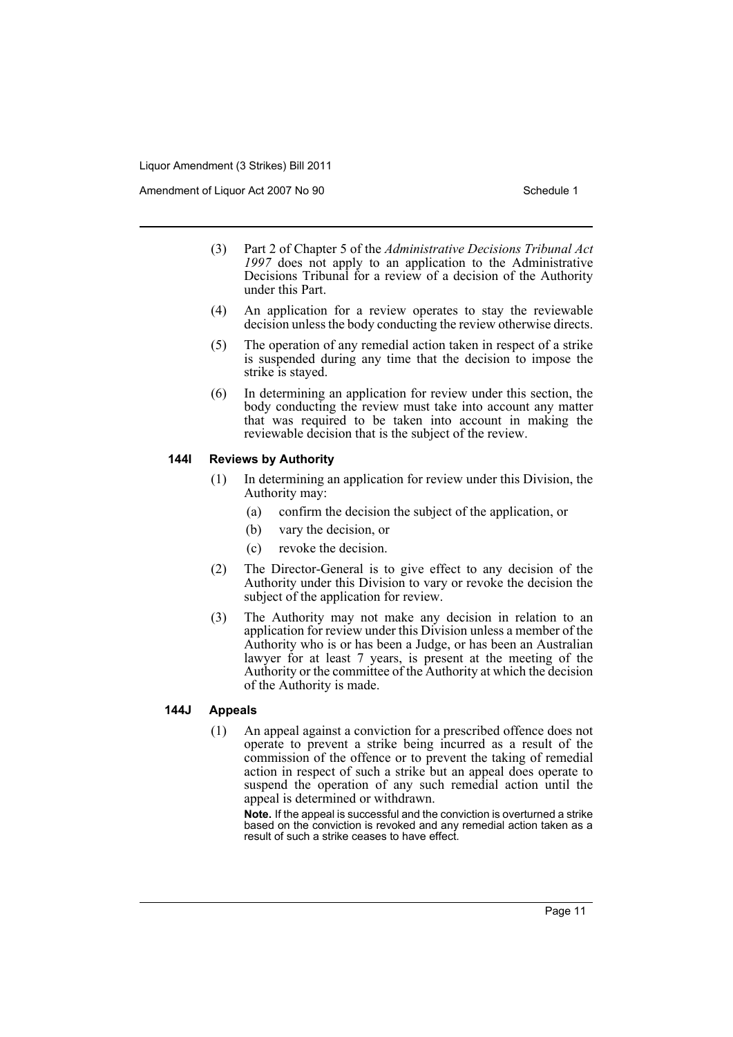(3) Part 2 of Chapter 5 of the *Administrative Decisions Tribunal Act 1997* does not apply to an application to the Administrative Decisions Tribunal for a review of a decision of the Authority under this Part.

(4) An application for a review operates to stay the reviewable decision unless the body conducting the review otherwise directs.

(5) The operation of any remedial action taken in respect of a strike is suspended during any time that the decision to impose the strike is stayed.

(6) In determining an application for review under this section, the body conducting the review must take into account any matter that was required to be taken into account in making the reviewable decision that is the subject of the review.

### 144I Reviews by Authority

(1) In determining an application for review under this Division, the Authority may:

- (a) confirm the decision the subject of the application, or
- (b) vary the decision, or
- (c) revoke the decision.

(2) The Director-General is to give effect to any decision of the Authority under this Division to vary or revoke the decision the subject of the application for review.

(3) The Authority may not make any decision in relation to an application for review under this Division unless a member of the Authority who is or has been a Judge, or has been an Australian lawyer for at least 7 years, is present at the meeting of the Authority or the committee of the Authority at which the decision of the Authority is made.

### 144J Appeals

(1) An appeal against a conviction for a prescribed offence does not operate to prevent a strike being incurred as a result of the commission of the offence or to prevent the taking of remedial action in respect of such a strike but an appeal does operate to suspend the operation of any such remedial action until the appeal is determined or withdrawn.

**Note.** If the appeal is successful and the conviction is overturned a strike based on the conviction is revoked and any remedial action taken as a result of such a strike ceases to have effect.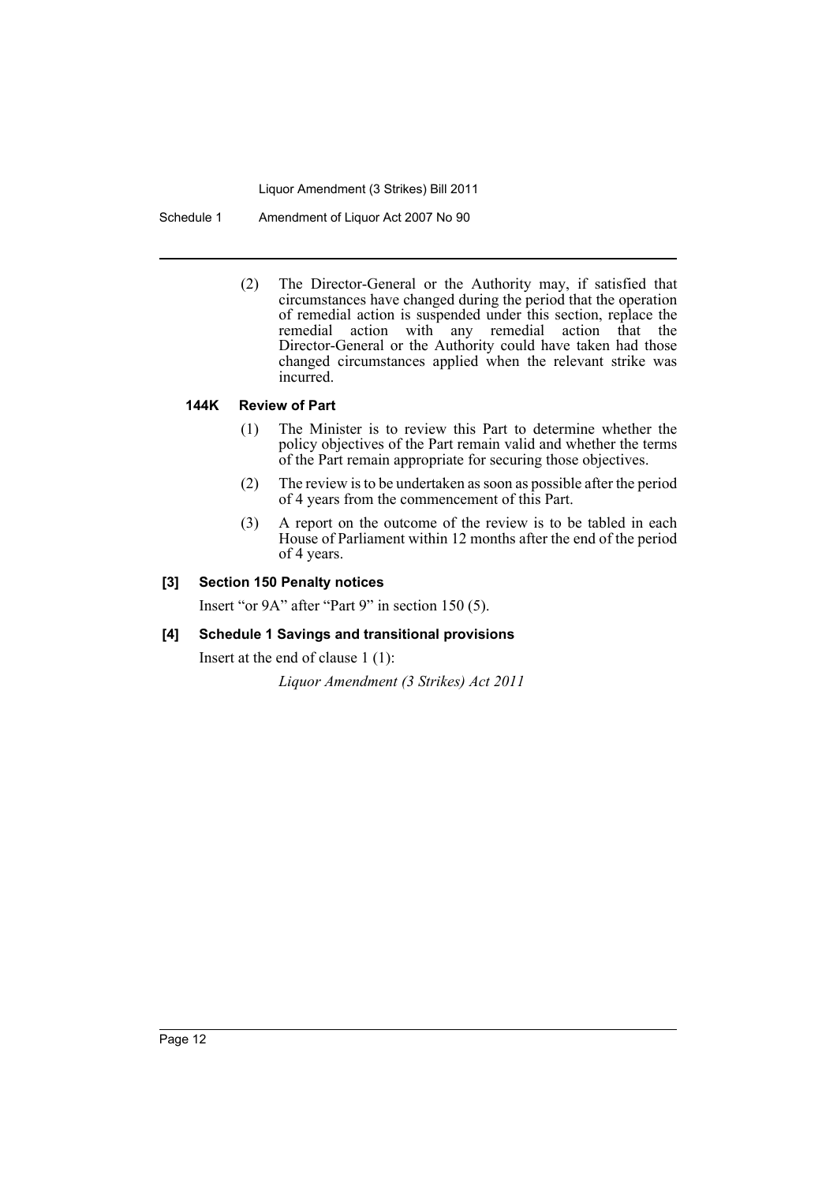(2) The Director-General or the Authority may, if satisfied that circumstances have changed during the period that the operation of remedial action is suspended under this section, replace the remedial action with any remedial action that the Director-General or the Authority could have taken had those changed circumstances applied when the relevant strike was incurred.

#### 144K Review of Part

(1) The Minister is to review this Part to determine whether the policy objectives of the Part remain valid and whether the terms of the Part remain appropriate for securing those objectives.

(2) The review is to be undertaken as soon as possible after the period of 4 years from the commencement of this Part.

(3) A report on the outcome of the review is to be tabled in each House of Parliament within 12 months after the end of the period of 4 years.

### [3] Section 150 Penalty notices

Insert "or 9A" after "Part 9" in section 150 (5).

### [4] Schedule 1 Savings and transitional provisions

Insert at the end of clause 1 (1):

*Liquor Amendment (3 Strikes) Act 2011*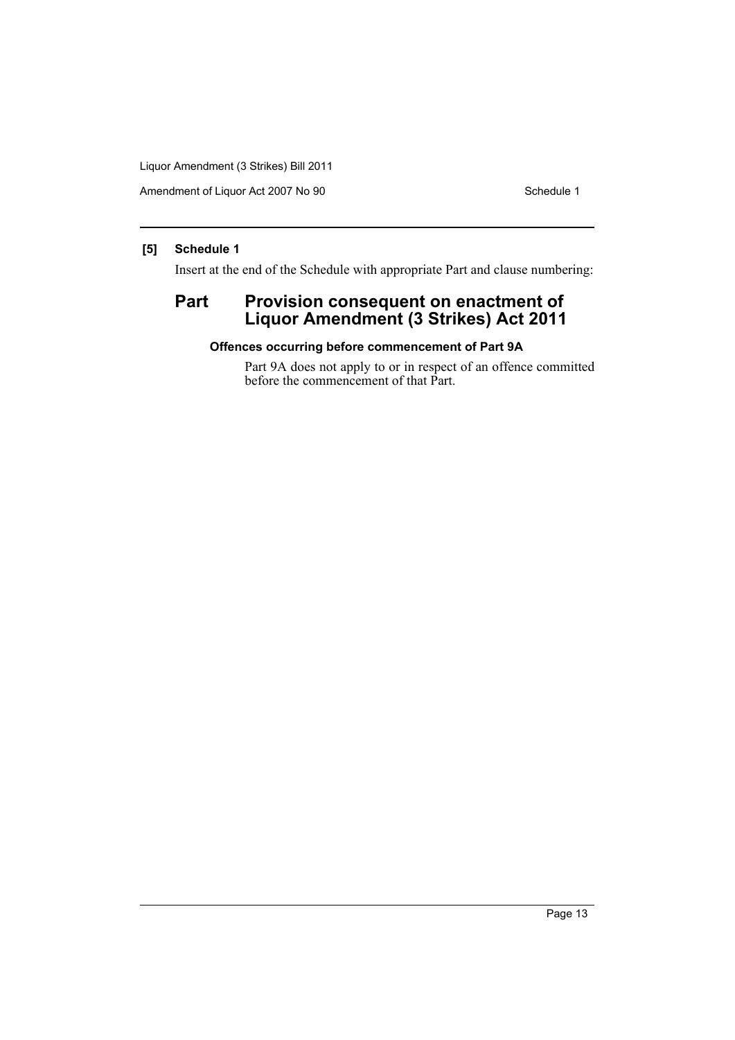**[5] Schedule 1**

Insert at the end of the Schedule with appropriate Part and clause numbering:

## Part Provision consequent on enactment of Liquor Amendment (3 Strikes) Act 2011

#### Offences occurring before commencement of Part 9A

Part 9A does not apply to or in respect of an offence committed before the commencement of that Part.